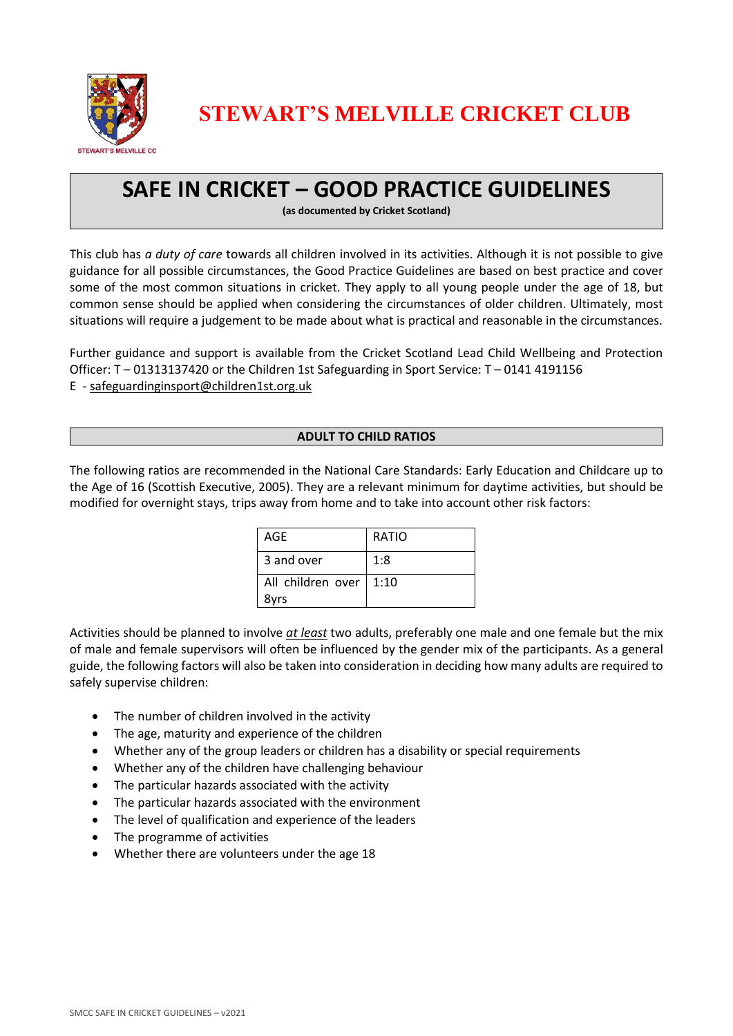# STEWART'S MELVILLE CRICKET CLUB

## SAFE IN CRICKET – GOOD PRACTICE GUIDELINES

**(as documented by Cricket Scotland)**

This club has *a duty of care* towards all children involved in its activities. Although it is not possible to give guidance for all possible circumstances, the Good Practice Guidelines are based on best practice and cover some of the most common situations in cricket. They apply to all young people under the age of 18, but common sense should be applied when considering the circumstances of older children. Ultimately, most situations will require a judgement to be made about what is practical and reasonable in the circumstances.

Further guidance and support is available from the Cricket Scotland Lead Child Wellbeing and Protection Officer: T – 01313137420 or the Children 1st Safeguarding in Sport Service: T – 0141 4191156
E - safeguardinginsport@children1st.org.uk

### ADULT TO CHILD RATIOS

The following ratios are recommended in the National Care Standards: Early Education and Childcare up to the Age of 16 (Scottish Executive, 2005). They are a relevant minimum for daytime activities, but should be modified for overnight stays, trips away from home and to take into account other risk factors:

| AGE | RATIO |
|---|---|
| 3 and over | 1:8 |
| All children over 8yrs | 1:10 |

Activities should be planned to involve ***at least*** two adults, preferably one male and one female but the mix of male and female supervisors will often be influenced by the gender mix of the participants. As a general guide, the following factors will also be taken into consideration in deciding how many adults are required to safely supervise children:

- The number of children involved in the activity
- The age, maturity and experience of the children
- Whether any of the group leaders or children has a disability or special requirements
- Whether any of the children have challenging behaviour
- The particular hazards associated with the activity
- The particular hazards associated with the environment
- The level of qualification and experience of the leaders
- The programme of activities
- Whether there are volunteers under the age 18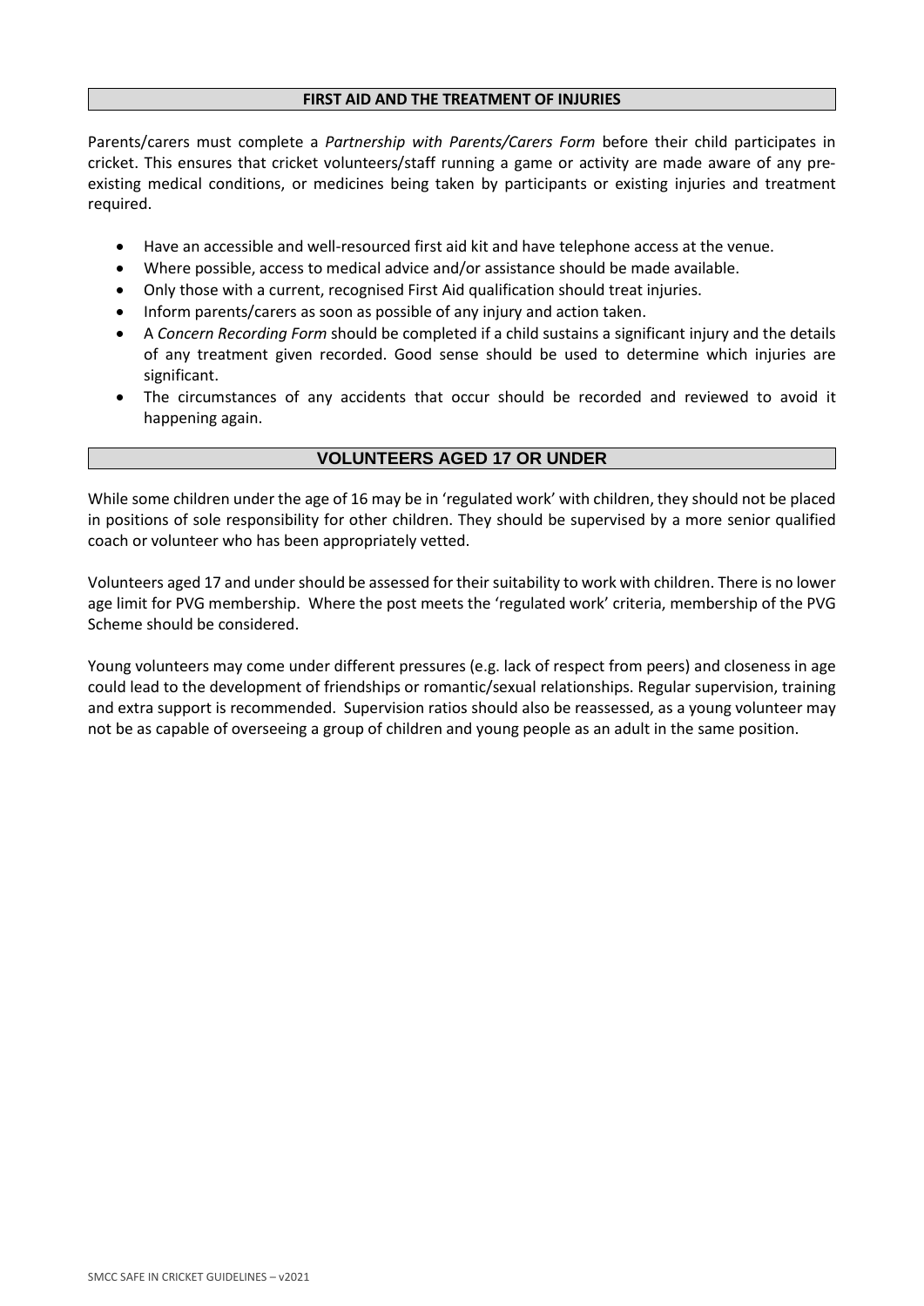## FIRST AID AND THE TREATMENT OF INJURIES

Parents/carers must complete a *Partnership with Parents/Carers Form* before their child participates in cricket. This ensures that cricket volunteers/staff running a game or activity are made aware of any pre-existing medical conditions, or medicines being taken by participants or existing injuries and treatment required.

- Have an accessible and well-resourced first aid kit and have telephone access at the venue.
- Where possible, access to medical advice and/or assistance should be made available.
- Only those with a current, recognised First Aid qualification should treat injuries.
- Inform parents/carers as soon as possible of any injury and action taken.
- A *Concern Recording Form* should be completed if a child sustains a significant injury and the details of any treatment given recorded. Good sense should be used to determine which injuries are significant.
- The circumstances of any accidents that occur should be recorded and reviewed to avoid it happening again.

## VOLUNTEERS AGED 17 OR UNDER

While some children under the age of 16 may be in 'regulated work' with children, they should not be placed in positions of sole responsibility for other children. They should be supervised by a more senior qualified coach or volunteer who has been appropriately vetted.

Volunteers aged 17 and under should be assessed for their suitability to work with children. There is no lower age limit for PVG membership. Where the post meets the 'regulated work' criteria, membership of the PVG Scheme should be considered.

Young volunteers may come under different pressures (e.g. lack of respect from peers) and closeness in age could lead to the development of friendships or romantic/sexual relationships. Regular supervision, training and extra support is recommended. Supervision ratios should also be reassessed, as a young volunteer may not be as capable of overseeing a group of children and young people as an adult in the same position.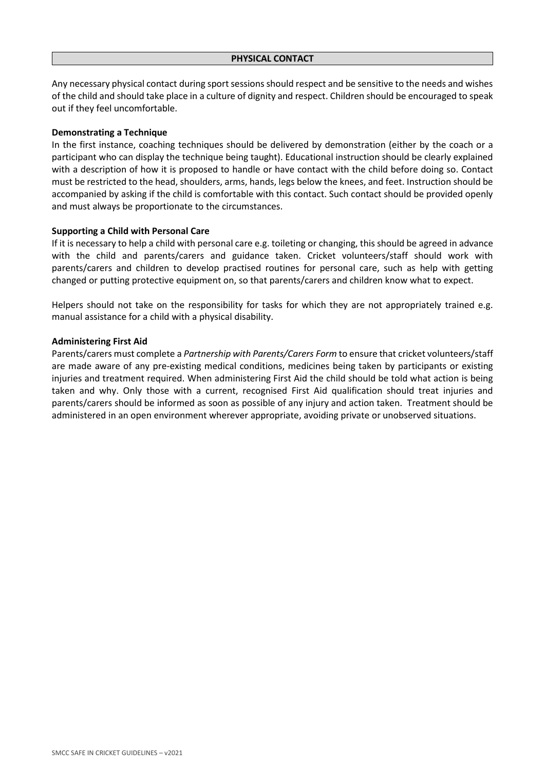## PHYSICAL CONTACT

Any necessary physical contact during sport sessions should respect and be sensitive to the needs and wishes of the child and should take place in a culture of dignity and respect. Children should be encouraged to speak out if they feel uncomfortable.

**Demonstrating a Technique**

In the first instance, coaching techniques should be delivered by demonstration (either by the coach or a participant who can display the technique being taught). Educational instruction should be clearly explained with a description of how it is proposed to handle or have contact with the child before doing so. Contact must be restricted to the head, shoulders, arms, hands, legs below the knees, and feet. Instruction should be accompanied by asking if the child is comfortable with this contact. Such contact should be provided openly and must always be proportionate to the circumstances.

**Supporting a Child with Personal Care**

If it is necessary to help a child with personal care e.g. toileting or changing, this should be agreed in advance with the child and parents/carers and guidance taken. Cricket volunteers/staff should work with parents/carers and children to develop practised routines for personal care, such as help with getting changed or putting protective equipment on, so that parents/carers and children know what to expect.

Helpers should not take on the responsibility for tasks for which they are not appropriately trained e.g. manual assistance for a child with a physical disability.

**Administering First Aid**

Parents/carers must complete a *Partnership with Parents/Carers Form* to ensure that cricket volunteers/staff are made aware of any pre-existing medical conditions, medicines being taken by participants or existing injuries and treatment required. When administering First Aid the child should be told what action is being taken and why. Only those with a current, recognised First Aid qualification should treat injuries and parents/carers should be informed as soon as possible of any injury and action taken. Treatment should be administered in an open environment wherever appropriate, avoiding private or unobserved situations.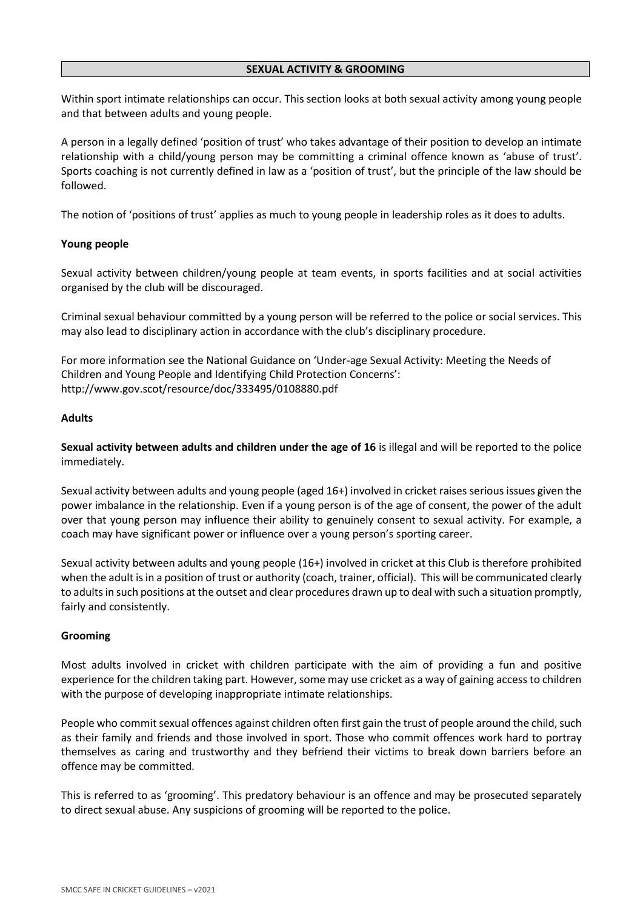## SEXUAL ACTIVITY & GROOMING

Within sport intimate relationships can occur. This section looks at both sexual activity among young people and that between adults and young people.

A person in a legally defined 'position of trust' who takes advantage of their position to develop an intimate relationship with a child/young person may be committing a criminal offence known as 'abuse of trust'. Sports coaching is not currently defined in law as a 'position of trust', but the principle of the law should be followed.

The notion of 'positions of trust' applies as much to young people in leadership roles as it does to adults.

### Young people

Sexual activity between children/young people at team events, in sports facilities and at social activities organised by the club will be discouraged.

Criminal sexual behaviour committed by a young person will be referred to the police or social services. This may also lead to disciplinary action in accordance with the club's disciplinary procedure.

For more information see the National Guidance on 'Under-age Sexual Activity: Meeting the Needs of Children and Young People and Identifying Child Protection Concerns': http://www.gov.scot/resource/doc/333495/0108880.pdf

### Adults

**Sexual activity between adults and children under the age of 16** is illegal and will be reported to the police immediately.

Sexual activity between adults and young people (aged 16+) involved in cricket raises serious issues given the power imbalance in the relationship. Even if a young person is of the age of consent, the power of the adult over that young person may influence their ability to genuinely consent to sexual activity. For example, a coach may have significant power or influence over a young person's sporting career.

Sexual activity between adults and young people (16+) involved in cricket at this Club is therefore prohibited when the adult is in a position of trust or authority (coach, trainer, official). This will be communicated clearly to adults in such positions at the outset and clear procedures drawn up to deal with such a situation promptly, fairly and consistently.

### Grooming

Most adults involved in cricket with children participate with the aim of providing a fun and positive experience for the children taking part. However, some may use cricket as a way of gaining access to children with the purpose of developing inappropriate intimate relationships.

People who commit sexual offences against children often first gain the trust of people around the child, such as their family and friends and those involved in sport. Those who commit offences work hard to portray themselves as caring and trustworthy and they befriend their victims to break down barriers before an offence may be committed.

This is referred to as 'grooming'. This predatory behaviour is an offence and may be prosecuted separately to direct sexual abuse. Any suspicions of grooming will be reported to the police.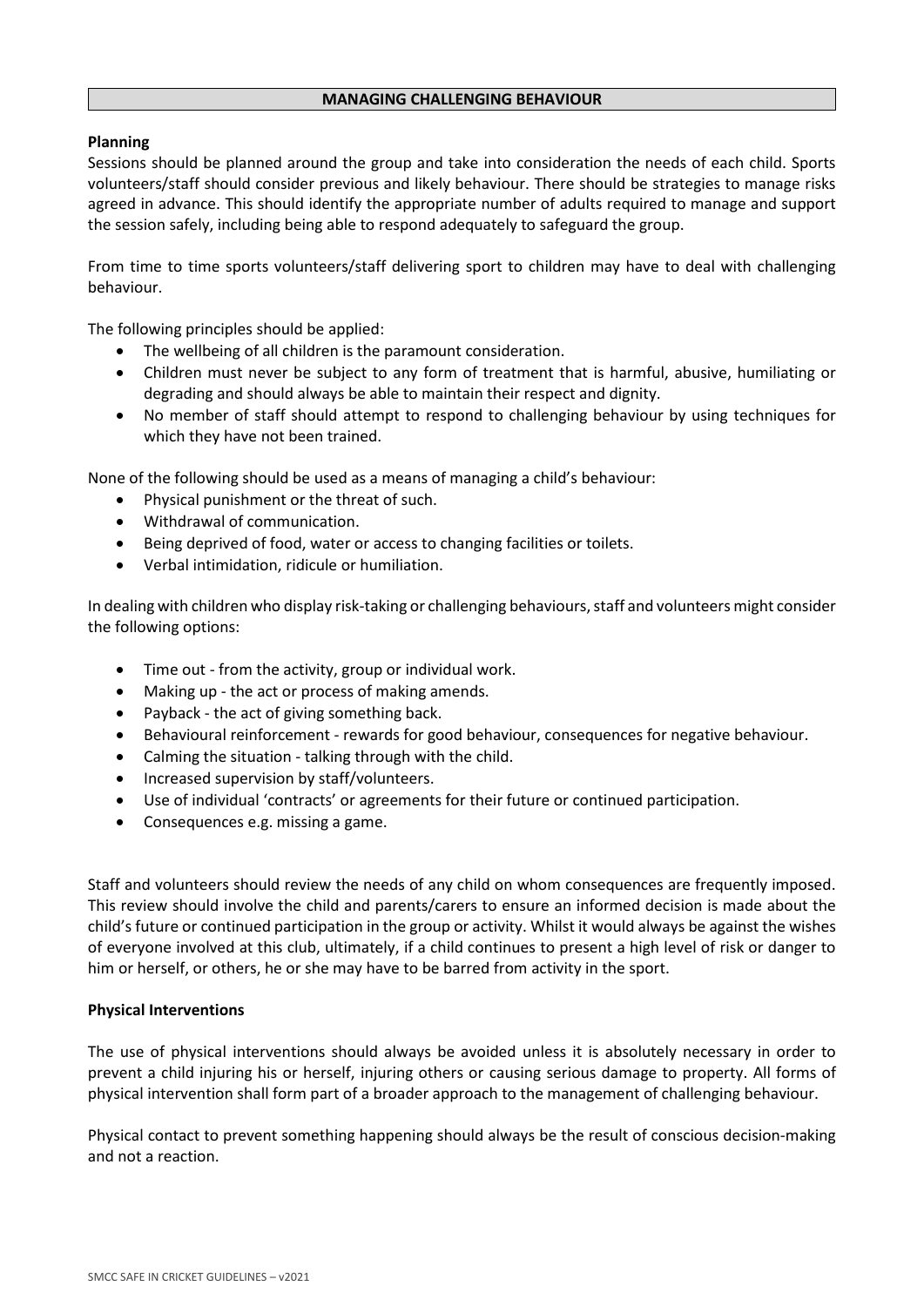## MANAGING CHALLENGING BEHAVIOUR

**Planning**

Sessions should be planned around the group and take into consideration the needs of each child. Sports volunteers/staff should consider previous and likely behaviour. There should be strategies to manage risks agreed in advance. This should identify the appropriate number of adults required to manage and support the session safely, including being able to respond adequately to safeguard the group.

From time to time sports volunteers/staff delivering sport to children may have to deal with challenging behaviour.

The following principles should be applied:

- The wellbeing of all children is the paramount consideration.
- Children must never be subject to any form of treatment that is harmful, abusive, humiliating or degrading and should always be able to maintain their respect and dignity.
- No member of staff should attempt to respond to challenging behaviour by using techniques for which they have not been trained.

None of the following should be used as a means of managing a child's behaviour:

- Physical punishment or the threat of such.
- Withdrawal of communication.
- Being deprived of food, water or access to changing facilities or toilets.
- Verbal intimidation, ridicule or humiliation.

In dealing with children who display risk-taking or challenging behaviours, staff and volunteers might consider the following options:

- Time out - from the activity, group or individual work.
- Making up - the act or process of making amends.
- Payback - the act of giving something back.
- Behavioural reinforcement - rewards for good behaviour, consequences for negative behaviour.
- Calming the situation - talking through with the child.
- Increased supervision by staff/volunteers.
- Use of individual 'contracts' or agreements for their future or continued participation.
- Consequences e.g. missing a game.

Staff and volunteers should review the needs of any child on whom consequences are frequently imposed. This review should involve the child and parents/carers to ensure an informed decision is made about the child's future or continued participation in the group or activity. Whilst it would always be against the wishes of everyone involved at this club, ultimately, if a child continues to present a high level of risk or danger to him or herself, or others, he or she may have to be barred from activity in the sport.

**Physical Interventions**

The use of physical interventions should always be avoided unless it is absolutely necessary in order to prevent a child injuring his or herself, injuring others or causing serious damage to property. All forms of physical intervention shall form part of a broader approach to the management of challenging behaviour.

Physical contact to prevent something happening should always be the result of conscious decision-making and not a reaction.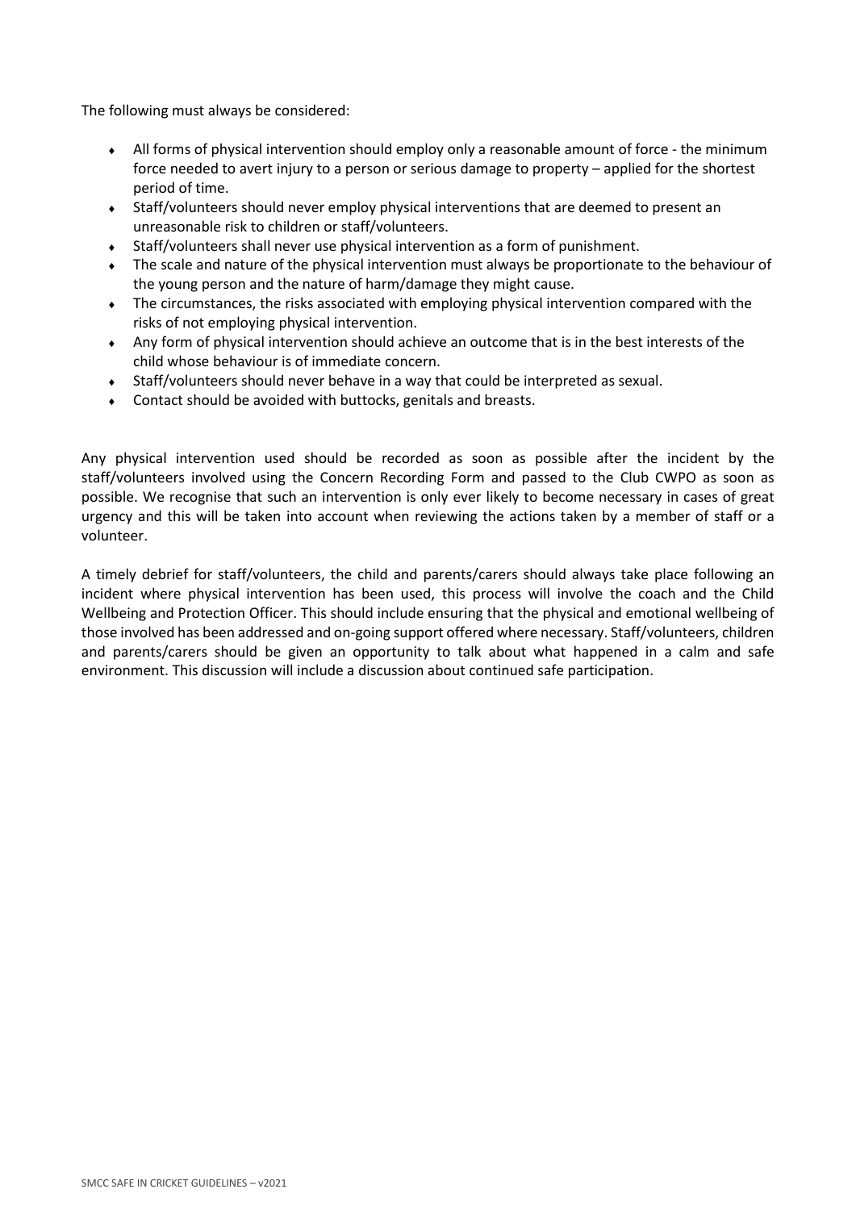The following must always be considered:

- All forms of physical intervention should employ only a reasonable amount of force - the minimum force needed to avert injury to a person or serious damage to property – applied for the shortest period of time.
- Staff/volunteers should never employ physical interventions that are deemed to present an unreasonable risk to children or staff/volunteers.
- Staff/volunteers shall never use physical intervention as a form of punishment.
- The scale and nature of the physical intervention must always be proportionate to the behaviour of the young person and the nature of harm/damage they might cause.
- The circumstances, the risks associated with employing physical intervention compared with the risks of not employing physical intervention.
- Any form of physical intervention should achieve an outcome that is in the best interests of the child whose behaviour is of immediate concern.
- Staff/volunteers should never behave in a way that could be interpreted as sexual.
- Contact should be avoided with buttocks, genitals and breasts.

Any physical intervention used should be recorded as soon as possible after the incident by the staff/volunteers involved using the Concern Recording Form and passed to the Club CWPO as soon as possible. We recognise that such an intervention is only ever likely to become necessary in cases of great urgency and this will be taken into account when reviewing the actions taken by a member of staff or a volunteer.

A timely debrief for staff/volunteers, the child and parents/carers should always take place following an incident where physical intervention has been used, this process will involve the coach and the Child Wellbeing and Protection Officer. This should include ensuring that the physical and emotional wellbeing of those involved has been addressed and on-going support offered where necessary. Staff/volunteers, children and parents/carers should be given an opportunity to talk about what happened in a calm and safe environment. This discussion will include a discussion about continued safe participation.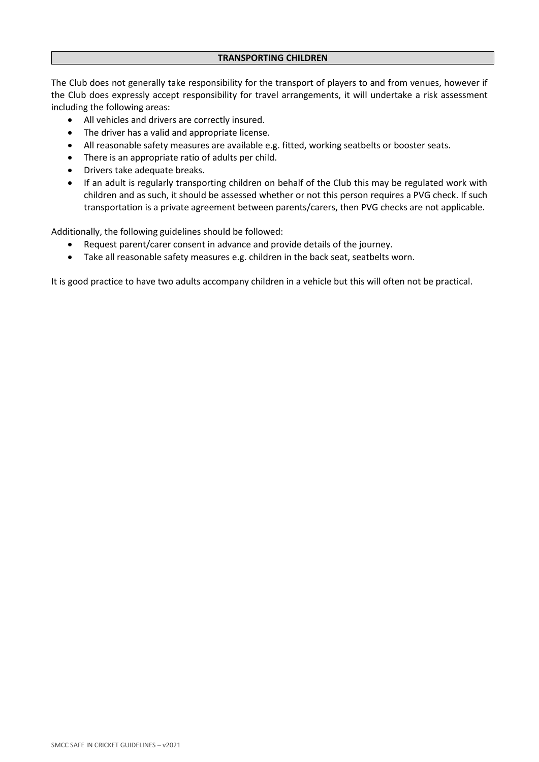## TRANSPORTING CHILDREN

The Club does not generally take responsibility for the transport of players to and from venues, however if the Club does expressly accept responsibility for travel arrangements, it will undertake a risk assessment including the following areas:

- All vehicles and drivers are correctly insured.
- The driver has a valid and appropriate license.
- All reasonable safety measures are available e.g. fitted, working seatbelts or booster seats.
- There is an appropriate ratio of adults per child.
- Drivers take adequate breaks.
- If an adult is regularly transporting children on behalf of the Club this may be regulated work with children and as such, it should be assessed whether or not this person requires a PVG check. If such transportation is a private agreement between parents/carers, then PVG checks are not applicable.

Additionally, the following guidelines should be followed:

- Request parent/carer consent in advance and provide details of the journey.
- Take all reasonable safety measures e.g. children in the back seat, seatbelts worn.

It is good practice to have two adults accompany children in a vehicle but this will often not be practical.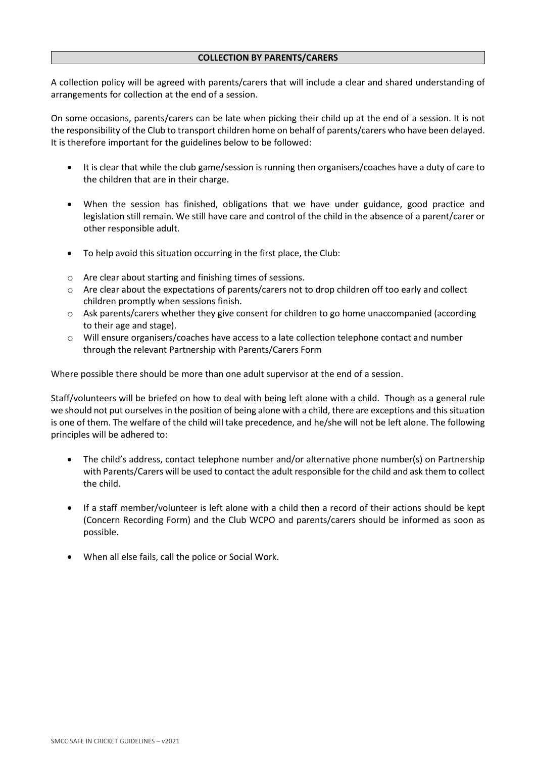## COLLECTION BY PARENTS/CARERS

A collection policy will be agreed with parents/carers that will include a clear and shared understanding of arrangements for collection at the end of a session.

On some occasions, parents/carers can be late when picking their child up at the end of a session. It is not the responsibility of the Club to transport children home on behalf of parents/carers who have been delayed. It is therefore important for the guidelines below to be followed:

- It is clear that while the club game/session is running then organisers/coaches have a duty of care to the children that are in their charge.
- When the session has finished, obligations that we have under guidance, good practice and legislation still remain. We still have care and control of the child in the absence of a parent/carer or other responsible adult.
- To help avoid this situation occurring in the first place, the Club:
  - Are clear about starting and finishing times of sessions.
  - Are clear about the expectations of parents/carers not to drop children off too early and collect children promptly when sessions finish.
  - Ask parents/carers whether they give consent for children to go home unaccompanied (according to their age and stage).
  - Will ensure organisers/coaches have access to a late collection telephone contact and number through the relevant Partnership with Parents/Carers Form

Where possible there should be more than one adult supervisor at the end of a session.

Staff/volunteers will be briefed on how to deal with being left alone with a child. Though as a general rule we should not put ourselves in the position of being alone with a child, there are exceptions and this situation is one of them. The welfare of the child will take precedence, and he/she will not be left alone. The following principles will be adhered to:

- The child's address, contact telephone number and/or alternative phone number(s) on Partnership with Parents/Carers will be used to contact the adult responsible for the child and ask them to collect the child.
- If a staff member/volunteer is left alone with a child then a record of their actions should be kept (Concern Recording Form) and the Club WCPO and parents/carers should be informed as soon as possible.
- When all else fails, call the police or Social Work.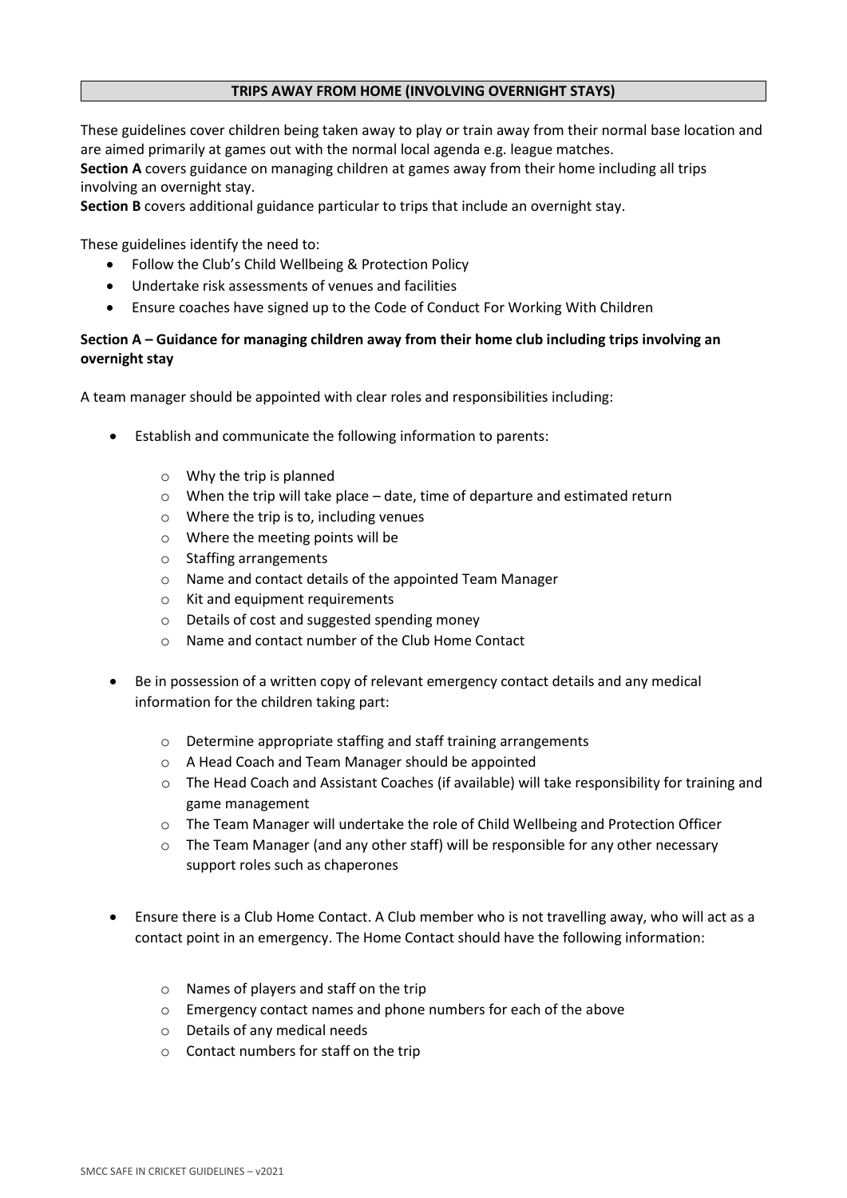## TRIPS AWAY FROM HOME (INVOLVING OVERNIGHT STAYS)

These guidelines cover children being taken away to play or train away from their normal base location and are aimed primarily at games out with the normal local agenda e.g. league matches.

**Section A** covers guidance on managing children at games away from their home including all trips involving an overnight stay.

**Section B** covers additional guidance particular to trips that include an overnight stay.

These guidelines identify the need to:

- Follow the Club's Child Wellbeing & Protection Policy
- Undertake risk assessments of venues and facilities
- Ensure coaches have signed up to the Code of Conduct For Working With Children

### Section A – Guidance for managing children away from their home club including trips involving an overnight stay

A team manager should be appointed with clear roles and responsibilities including:

- Establish and communicate the following information to parents:
    - Why the trip is planned
    - When the trip will take place – date, time of departure and estimated return
    - Where the trip is to, including venues
    - Where the meeting points will be
    - Staffing arrangements
    - Name and contact details of the appointed Team Manager
    - Kit and equipment requirements
    - Details of cost and suggested spending money
    - Name and contact number of the Club Home Contact
- Be in possession of a written copy of relevant emergency contact details and any medical information for the children taking part:
    - Determine appropriate staffing and staff training arrangements
    - A Head Coach and Team Manager should be appointed
    - The Head Coach and Assistant Coaches (if available) will take responsibility for training and game management
    - The Team Manager will undertake the role of Child Wellbeing and Protection Officer
    - The Team Manager (and any other staff) will be responsible for any other necessary support roles such as chaperones
- Ensure there is a Club Home Contact. A Club member who is not travelling away, who will act as a contact point in an emergency. The Home Contact should have the following information:
    - Names of players and staff on the trip
    - Emergency contact names and phone numbers for each of the above
    - Details of any medical needs
    - Contact numbers for staff on the trip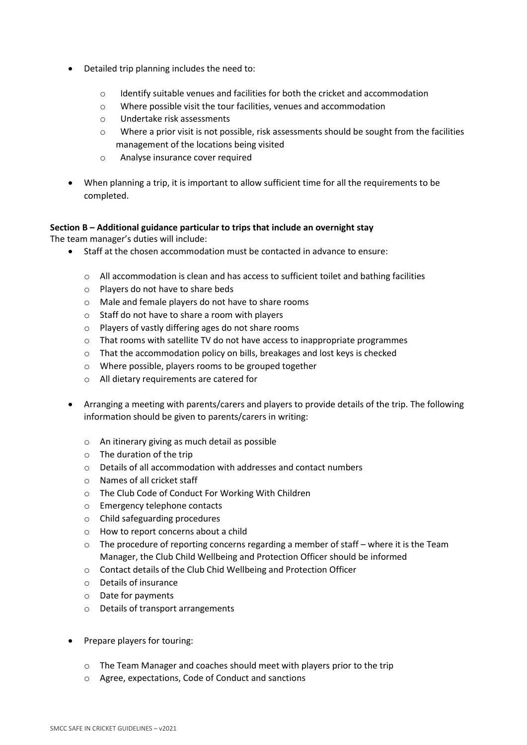- Detailed trip planning includes the need to:

    - Identify suitable venues and facilities for both the cricket and accommodation
    - Where possible visit the tour facilities, venues and accommodation
    - Undertake risk assessments
    - Where a prior visit is not possible, risk assessments should be sought from the facilities management of the locations being visited
    - Analyse insurance cover required

- When planning a trip, it is important to allow sufficient time for all the requirements to be completed.

**Section B – Additional guidance particular to trips that include an overnight stay**

The team manager's duties will include:

- Staff at the chosen accommodation must be contacted in advance to ensure:

    - All accommodation is clean and has access to sufficient toilet and bathing facilities
    - Players do not have to share beds
    - Male and female players do not have to share rooms
    - Staff do not have to share a room with players
    - Players of vastly differing ages do not share rooms
    - That rooms with satellite TV do not have access to inappropriate programmes
    - That the accommodation policy on bills, breakages and lost keys is checked
    - Where possible, players rooms to be grouped together
    - All dietary requirements are catered for

- Arranging a meeting with parents/carers and players to provide details of the trip. The following information should be given to parents/carers in writing:

    - An itinerary giving as much detail as possible
    - The duration of the trip
    - Details of all accommodation with addresses and contact numbers
    - Names of all cricket staff
    - The Club Code of Conduct For Working With Children
    - Emergency telephone contacts
    - Child safeguarding procedures
    - How to report concerns about a child
    - The procedure of reporting concerns regarding a member of staff – where it is the Team Manager, the Club Child Wellbeing and Protection Officer should be informed
    - Contact details of the Club Chid Wellbeing and Protection Officer
    - Details of insurance
    - Date for payments
    - Details of transport arrangements

- Prepare players for touring:

    - The Team Manager and coaches should meet with players prior to the trip
    - Agree, expectations, Code of Conduct and sanctions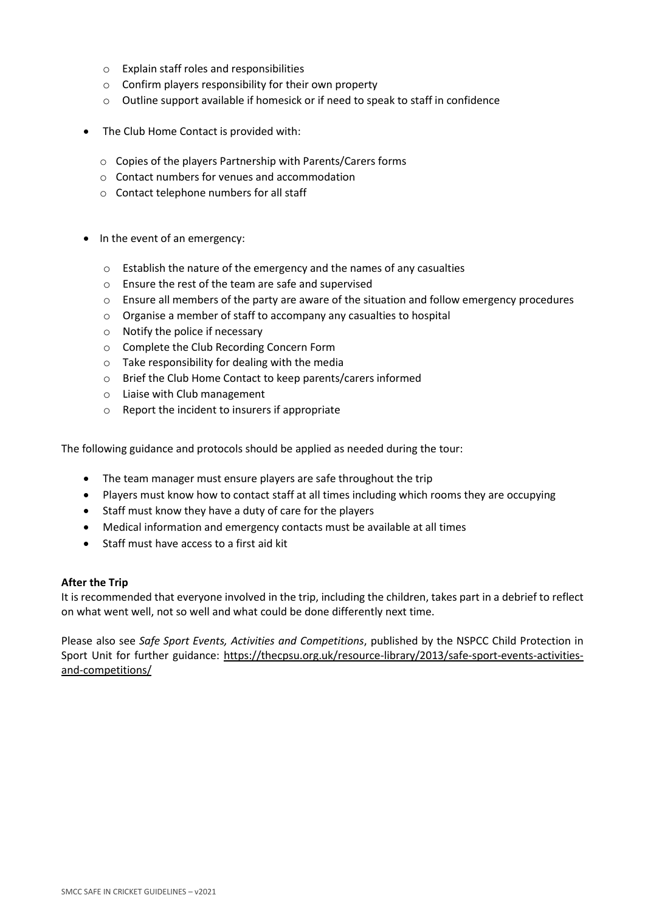- Explain staff roles and responsibilities
  - Confirm players responsibility for their own property
  - Outline support available if homesick or if need to speak to staff in confidence

- The Club Home Contact is provided with:

  - Copies of the players Partnership with Parents/Carers forms
  - Contact numbers for venues and accommodation
  - Contact telephone numbers for all staff

- In the event of an emergency:

  - Establish the nature of the emergency and the names of any casualties
  - Ensure the rest of the team are safe and supervised
  - Ensure all members of the party are aware of the situation and follow emergency procedures
  - Organise a member of staff to accompany any casualties to hospital
  - Notify the police if necessary
  - Complete the Club Recording Concern Form
  - Take responsibility for dealing with the media
  - Brief the Club Home Contact to keep parents/carers informed
  - Liaise with Club management
  - Report the incident to insurers if appropriate

The following guidance and protocols should be applied as needed during the tour:

- The team manager must ensure players are safe throughout the trip
- Players must know how to contact staff at all times including which rooms they are occupying
- Staff must know they have a duty of care for the players
- Medical information and emergency contacts must be available at all times
- Staff must have access to a first aid kit

**After the Trip**

It is recommended that everyone involved in the trip, including the children, takes part in a debrief to reflect on what went well, not so well and what could be done differently next time.

Please also see *Safe Sport Events, Activities and Competitions*, published by the NSPCC Child Protection in Sport Unit for further guidance: https://thecpsu.org.uk/resource-library/2013/safe-sport-events-activities-and-competitions/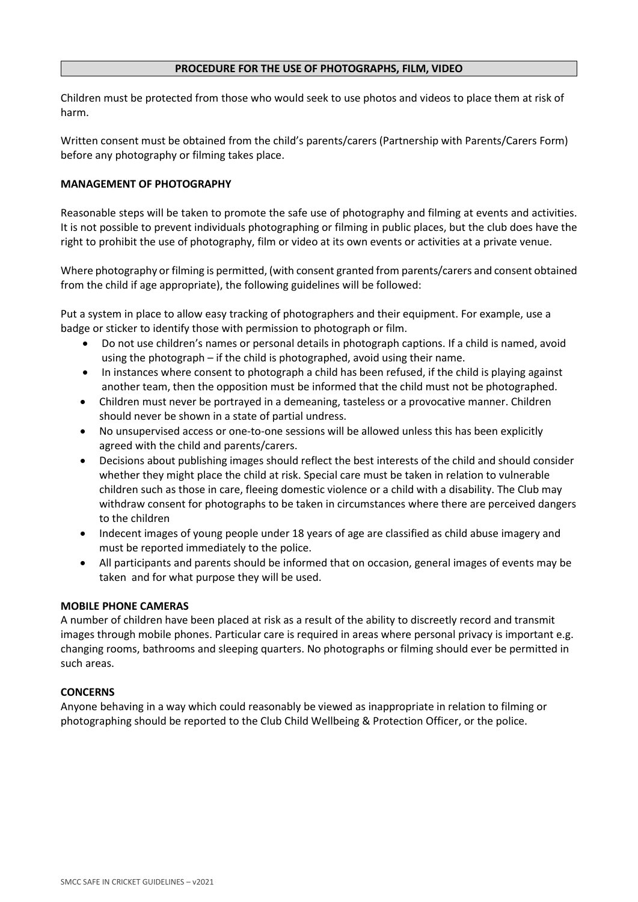## PROCEDURE FOR THE USE OF PHOTOGRAPHS, FILM, VIDEO

Children must be protected from those who would seek to use photos and videos to place them at risk of harm.

Written consent must be obtained from the child's parents/carers (Partnership with Parents/Carers Form) before any photography or filming takes place.

### MANAGEMENT OF PHOTOGRAPHY

Reasonable steps will be taken to promote the safe use of photography and filming at events and activities. It is not possible to prevent individuals photographing or filming in public places, but the club does have the right to prohibit the use of photography, film or video at its own events or activities at a private venue.

Where photography or filming is permitted, (with consent granted from parents/carers and consent obtained from the child if age appropriate), the following guidelines will be followed:

Put a system in place to allow easy tracking of photographers and their equipment. For example, use a badge or sticker to identify those with permission to photograph or film.

- Do not use children's names or personal details in photograph captions. If a child is named, avoid using the photograph – if the child is photographed, avoid using their name.
- In instances where consent to photograph a child has been refused, if the child is playing against another team, then the opposition must be informed that the child must not be photographed.
- Children must never be portrayed in a demeaning, tasteless or a provocative manner. Children should never be shown in a state of partial undress.
- No unsupervised access or one-to-one sessions will be allowed unless this has been explicitly agreed with the child and parents/carers.
- Decisions about publishing images should reflect the best interests of the child and should consider whether they might place the child at risk. Special care must be taken in relation to vulnerable children such as those in care, fleeing domestic violence or a child with a disability. The Club may withdraw consent for photographs to be taken in circumstances where there are perceived dangers to the children
- Indecent images of young people under 18 years of age are classified as child abuse imagery and must be reported immediately to the police.
- All participants and parents should be informed that on occasion, general images of events may be taken and for what purpose they will be used.

### MOBILE PHONE CAMERAS

A number of children have been placed at risk as a result of the ability to discreetly record and transmit images through mobile phones. Particular care is required in areas where personal privacy is important e.g. changing rooms, bathrooms and sleeping quarters. No photographs or filming should ever be permitted in such areas.

### CONCERNS

Anyone behaving in a way which could reasonably be viewed as inappropriate in relation to filming or photographing should be reported to the Club Child Wellbeing & Protection Officer, or the police.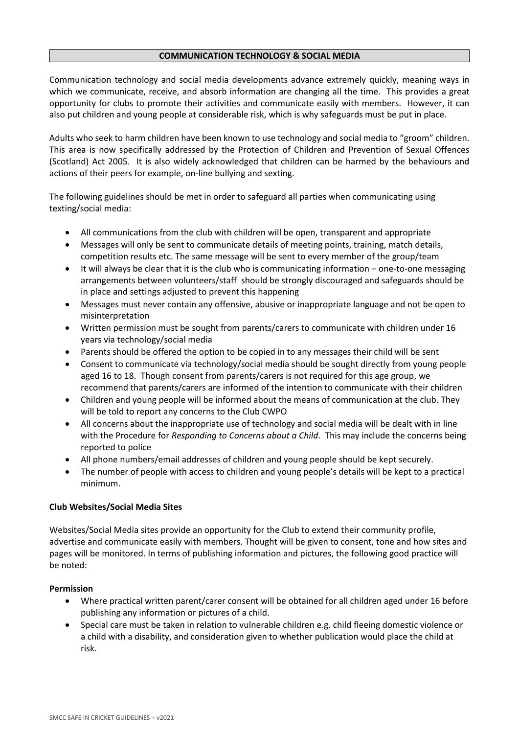## COMMUNICATION TECHNOLOGY & SOCIAL MEDIA

Communication technology and social media developments advance extremely quickly, meaning ways in which we communicate, receive, and absorb information are changing all the time. This provides a great opportunity for clubs to promote their activities and communicate easily with members. However, it can also put children and young people at considerable risk, which is why safeguards must be put in place.

Adults who seek to harm children have been known to use technology and social media to "groom" children. This area is now specifically addressed by the Protection of Children and Prevention of Sexual Offences (Scotland) Act 2005. It is also widely acknowledged that children can be harmed by the behaviours and actions of their peers for example, on-line bullying and sexting.

The following guidelines should be met in order to safeguard all parties when communicating using texting/social media:

- All communications from the club with children will be open, transparent and appropriate
- Messages will only be sent to communicate details of meeting points, training, match details, competition results etc. The same message will be sent to every member of the group/team
- It will always be clear that it is the club who is communicating information – one-to-one messaging arrangements between volunteers/staff should be strongly discouraged and safeguards should be in place and settings adjusted to prevent this happening
- Messages must never contain any offensive, abusive or inappropriate language and not be open to misinterpretation
- Written permission must be sought from parents/carers to communicate with children under 16 years via technology/social media
- Parents should be offered the option to be copied in to any messages their child will be sent
- Consent to communicate via technology/social media should be sought directly from young people aged 16 to 18. Though consent from parents/carers is not required for this age group, we recommend that parents/carers are informed of the intention to communicate with their children
- Children and young people will be informed about the means of communication at the club. They will be told to report any concerns to the Club CWPO
- All concerns about the inappropriate use of technology and social media will be dealt with in line with the Procedure for *Responding to Concerns about a Child*. This may include the concerns being reported to police
- All phone numbers/email addresses of children and young people should be kept securely.
- The number of people with access to children and young people's details will be kept to a practical minimum.

**Club Websites/Social Media Sites**

Websites/Social Media sites provide an opportunity for the Club to extend their community profile, advertise and communicate easily with members. Thought will be given to consent, tone and how sites and pages will be monitored. In terms of publishing information and pictures, the following good practice will be noted:

**Permission**

- Where practical written parent/carer consent will be obtained for all children aged under 16 before publishing any information or pictures of a child.
- Special care must be taken in relation to vulnerable children e.g. child fleeing domestic violence or a child with a disability, and consideration given to whether publication would place the child at risk.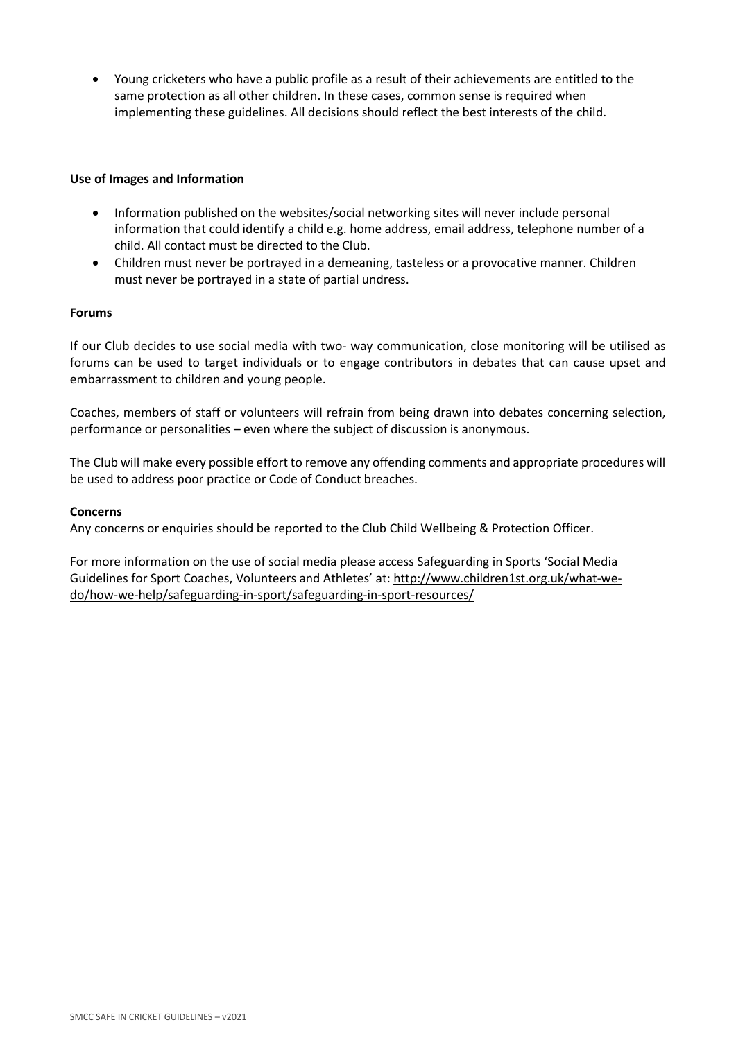- Young cricketers who have a public profile as a result of their achievements are entitled to the same protection as all other children. In these cases, common sense is required when implementing these guidelines. All decisions should reflect the best interests of the child.

**Use of Images and Information**

- Information published on the websites/social networking sites will never include personal information that could identify a child e.g. home address, email address, telephone number of a child. All contact must be directed to the Club.
- Children must never be portrayed in a demeaning, tasteless or a provocative manner. Children must never be portrayed in a state of partial undress.

**Forums**

If our Club decides to use social media with two- way communication, close monitoring will be utilised as forums can be used to target individuals or to engage contributors in debates that can cause upset and embarrassment to children and young people.

Coaches, members of staff or volunteers will refrain from being drawn into debates concerning selection, performance or personalities – even where the subject of discussion is anonymous.

The Club will make every possible effort to remove any offending comments and appropriate procedures will be used to address poor practice or Code of Conduct breaches.

**Concerns**

Any concerns or enquiries should be reported to the Club Child Wellbeing & Protection Officer.

For more information on the use of social media please access Safeguarding in Sports 'Social Media Guidelines for Sport Coaches, Volunteers and Athletes' at: http://www.children1st.org.uk/what-we-do/how-we-help/safeguarding-in-sport/safeguarding-in-sport-resources/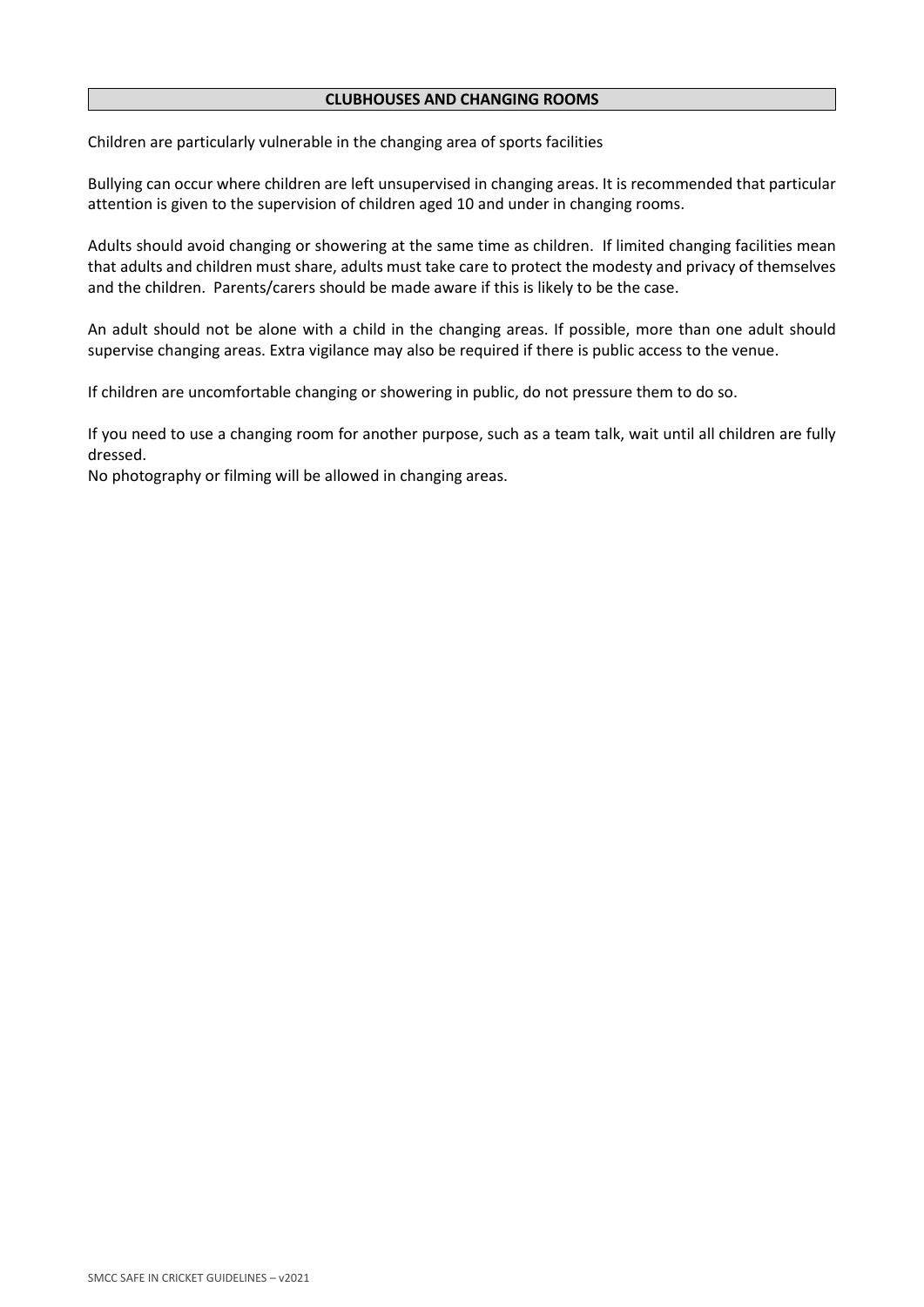## CLUBHOUSES AND CHANGING ROOMS

Children are particularly vulnerable in the changing area of sports facilities

Bullying can occur where children are left unsupervised in changing areas. It is recommended that particular attention is given to the supervision of children aged 10 and under in changing rooms.

Adults should avoid changing or showering at the same time as children. If limited changing facilities mean that adults and children must share, adults must take care to protect the modesty and privacy of themselves and the children. Parents/carers should be made aware if this is likely to be the case.

An adult should not be alone with a child in the changing areas. If possible, more than one adult should supervise changing areas. Extra vigilance may also be required if there is public access to the venue.

If children are uncomfortable changing or showering in public, do not pressure them to do so.

If you need to use a changing room for another purpose, such as a team talk, wait until all children are fully dressed.
No photography or filming will be allowed in changing areas.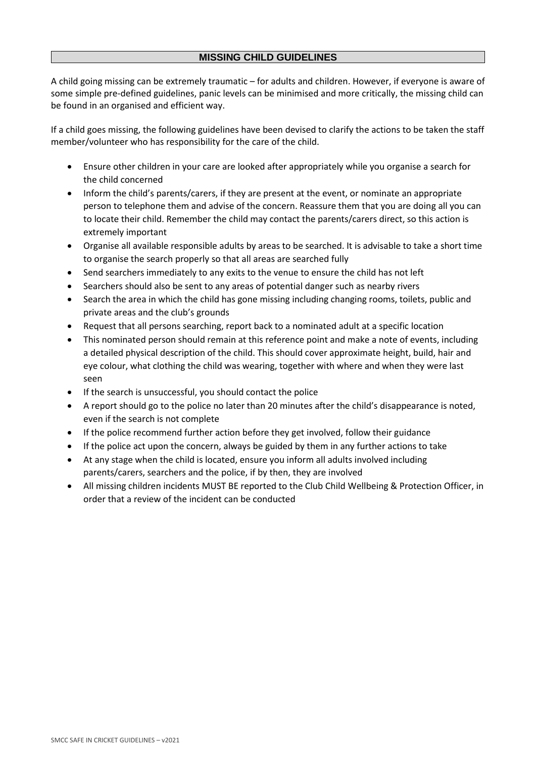## MISSING CHILD GUIDELINES

A child going missing can be extremely traumatic – for adults and children. However, if everyone is aware of some simple pre-defined guidelines, panic levels can be minimised and more critically, the missing child can be found in an organised and efficient way.

If a child goes missing, the following guidelines have been devised to clarify the actions to be taken the staff member/volunteer who has responsibility for the care of the child.

- Ensure other children in your care are looked after appropriately while you organise a search for the child concerned
- Inform the child's parents/carers, if they are present at the event, or nominate an appropriate person to telephone them and advise of the concern. Reassure them that you are doing all you can to locate their child. Remember the child may contact the parents/carers direct, so this action is extremely important
- Organise all available responsible adults by areas to be searched. It is advisable to take a short time to organise the search properly so that all areas are searched fully
- Send searchers immediately to any exits to the venue to ensure the child has not left
- Searchers should also be sent to any areas of potential danger such as nearby rivers
- Search the area in which the child has gone missing including changing rooms, toilets, public and private areas and the club's grounds
- Request that all persons searching, report back to a nominated adult at a specific location
- This nominated person should remain at this reference point and make a note of events, including a detailed physical description of the child. This should cover approximate height, build, hair and eye colour, what clothing the child was wearing, together with where and when they were last seen
- If the search is unsuccessful, you should contact the police
- A report should go to the police no later than 20 minutes after the child's disappearance is noted, even if the search is not complete
- If the police recommend further action before they get involved, follow their guidance
- If the police act upon the concern, always be guided by them in any further actions to take
- At any stage when the child is located, ensure you inform all adults involved including parents/carers, searchers and the police, if by then, they are involved
- All missing children incidents MUST BE reported to the Club Child Wellbeing & Protection Officer, in order that a review of the incident can be conducted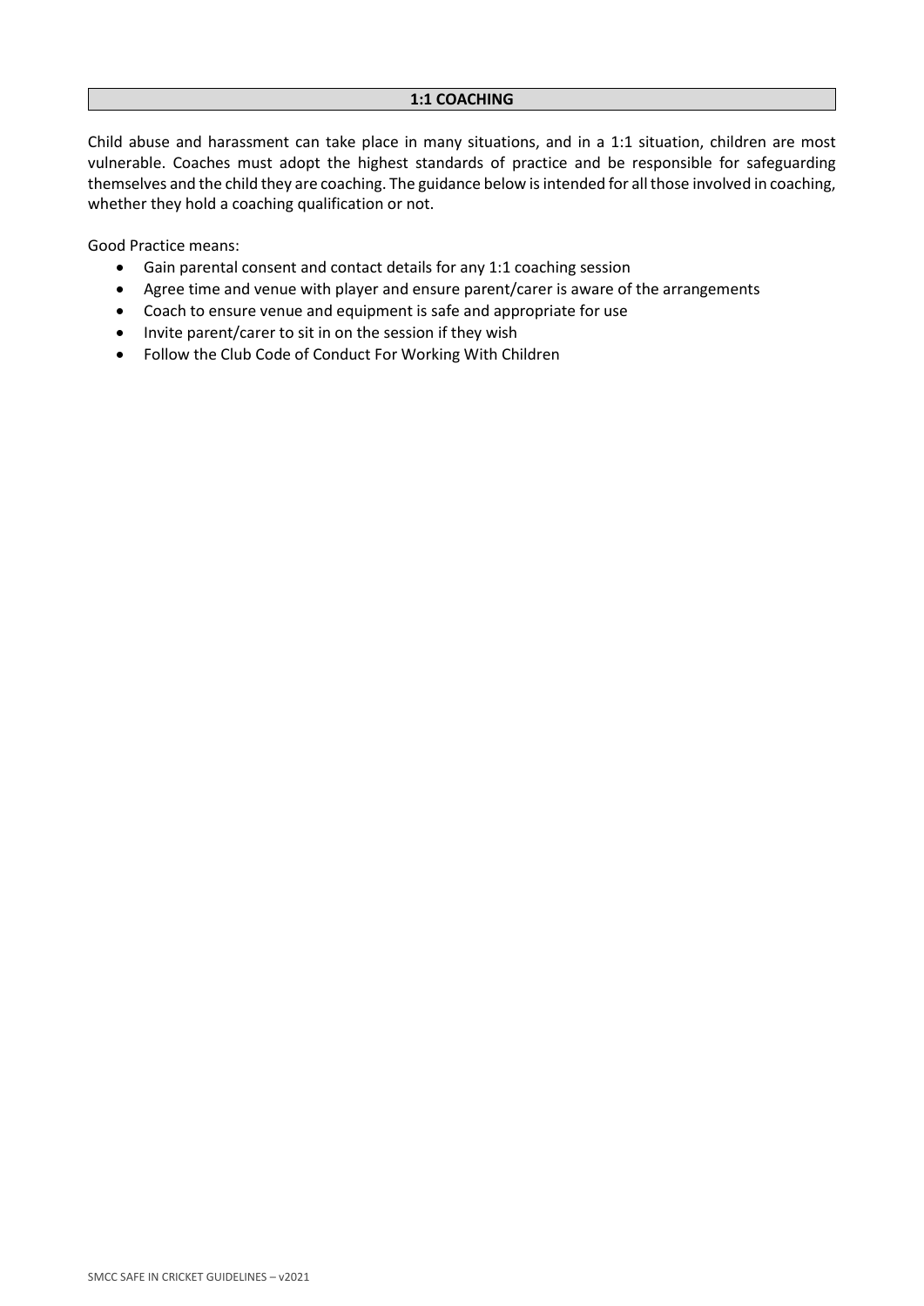## 1:1 COACHING

Child abuse and harassment can take place in many situations, and in a 1:1 situation, children are most vulnerable. Coaches must adopt the highest standards of practice and be responsible for safeguarding themselves and the child they are coaching. The guidance below is intended for all those involved in coaching, whether they hold a coaching qualification or not.

Good Practice means:

- Gain parental consent and contact details for any 1:1 coaching session
- Agree time and venue with player and ensure parent/carer is aware of the arrangements
- Coach to ensure venue and equipment is safe and appropriate for use
- Invite parent/carer to sit in on the session if they wish
- Follow the Club Code of Conduct For Working With Children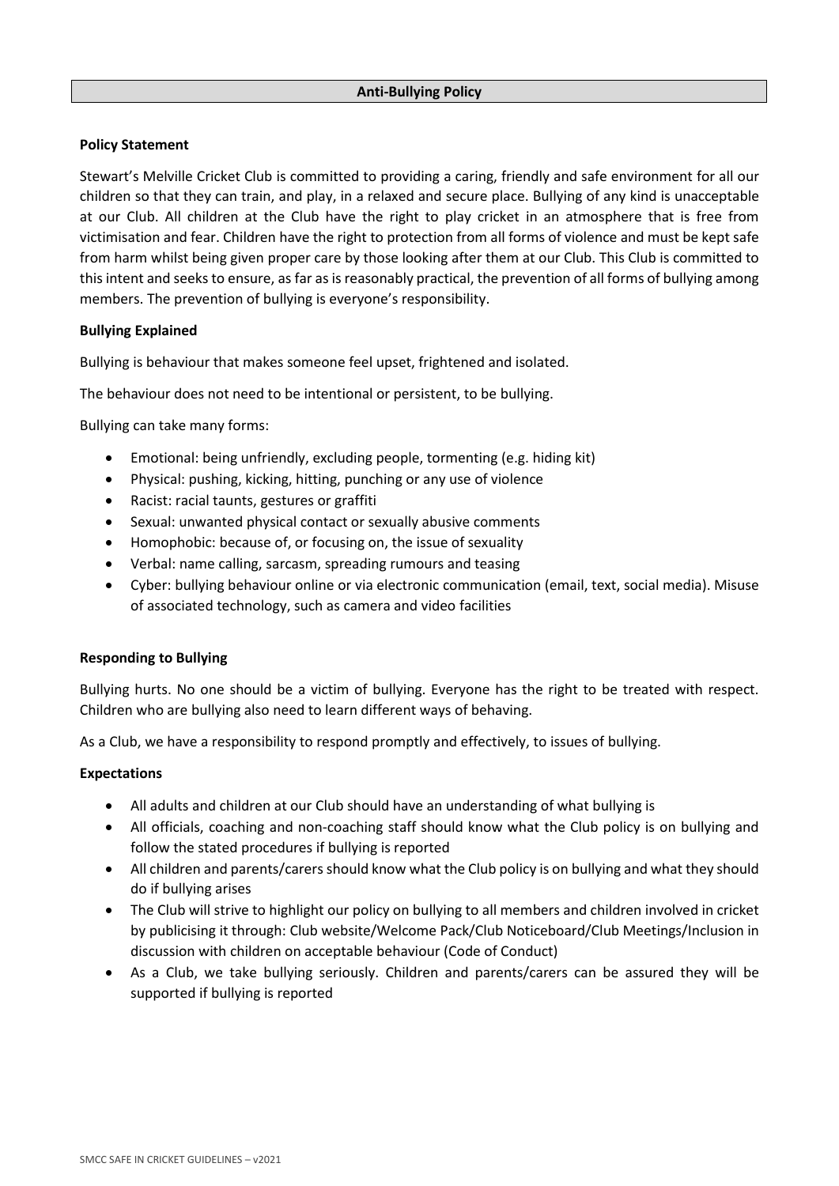# Anti-Bullying Policy

**Policy Statement**

Stewart's Melville Cricket Club is committed to providing a caring, friendly and safe environment for all our children so that they can train, and play, in a relaxed and secure place. Bullying of any kind is unacceptable at our Club. All children at the Club have the right to play cricket in an atmosphere that is free from victimisation and fear. Children have the right to protection from all forms of violence and must be kept safe from harm whilst being given proper care by those looking after them at our Club. This Club is committed to this intent and seeks to ensure, as far as is reasonably practical, the prevention of all forms of bullying among members. The prevention of bullying is everyone's responsibility.

**Bullying Explained**

Bullying is behaviour that makes someone feel upset, frightened and isolated.

The behaviour does not need to be intentional or persistent, to be bullying.

Bullying can take many forms:

- Emotional: being unfriendly, excluding people, tormenting (e.g. hiding kit)
- Physical: pushing, kicking, hitting, punching or any use of violence
- Racist: racial taunts, gestures or graffiti
- Sexual: unwanted physical contact or sexually abusive comments
- Homophobic: because of, or focusing on, the issue of sexuality
- Verbal: name calling, sarcasm, spreading rumours and teasing
- Cyber: bullying behaviour online or via electronic communication (email, text, social media). Misuse of associated technology, such as camera and video facilities

**Responding to Bullying**

Bullying hurts. No one should be a victim of bullying. Everyone has the right to be treated with respect. Children who are bullying also need to learn different ways of behaving.

As a Club, we have a responsibility to respond promptly and effectively, to issues of bullying.

**Expectations**

- All adults and children at our Club should have an understanding of what bullying is
- All officials, coaching and non-coaching staff should know what the Club policy is on bullying and follow the stated procedures if bullying is reported
- All children and parents/carers should know what the Club policy is on bullying and what they should do if bullying arises
- The Club will strive to highlight our policy on bullying to all members and children involved in cricket by publicising it through: Club website/Welcome Pack/Club Noticeboard/Club Meetings/Inclusion in discussion with children on acceptable behaviour (Code of Conduct)
- As a Club, we take bullying seriously. Children and parents/carers can be assured they will be supported if bullying is reported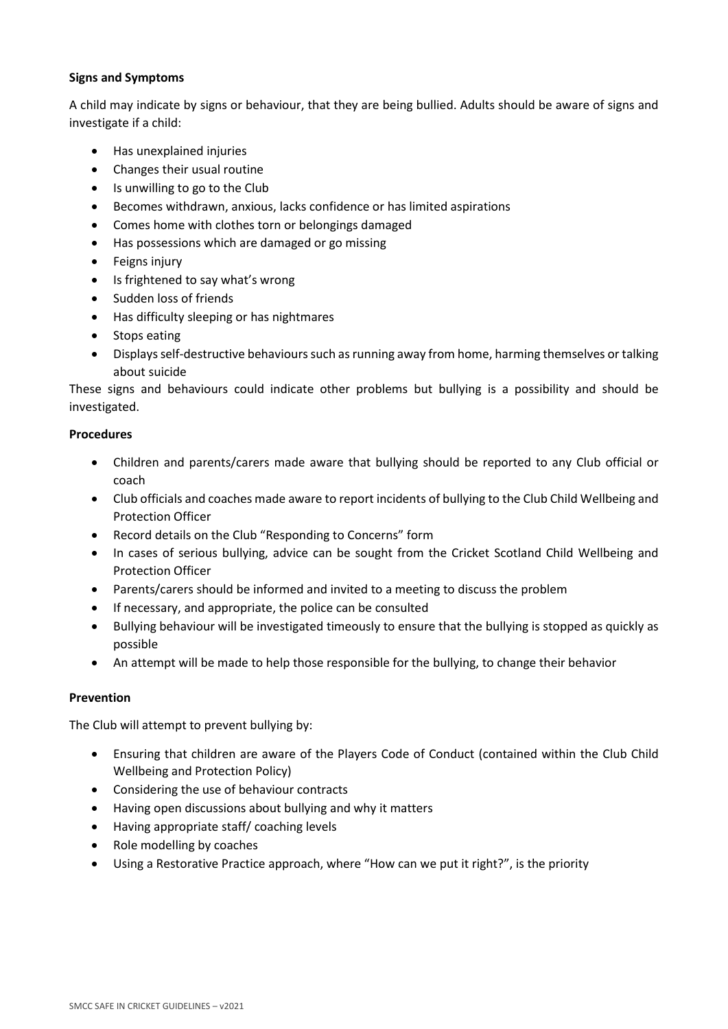**Signs and Symptoms**

A child may indicate by signs or behaviour, that they are being bullied. Adults should be aware of signs and investigate if a child:

- Has unexplained injuries
- Changes their usual routine
- Is unwilling to go to the Club
- Becomes withdrawn, anxious, lacks confidence or has limited aspirations
- Comes home with clothes torn or belongings damaged
- Has possessions which are damaged or go missing
- Feigns injury
- Is frightened to say what's wrong
- Sudden loss of friends
- Has difficulty sleeping or has nightmares
- Stops eating
- Displays self-destructive behaviours such as running away from home, harming themselves or talking about suicide

These signs and behaviours could indicate other problems but bullying is a possibility and should be investigated.

**Procedures**

- Children and parents/carers made aware that bullying should be reported to any Club official or coach
- Club officials and coaches made aware to report incidents of bullying to the Club Child Wellbeing and Protection Officer
- Record details on the Club "Responding to Concerns" form
- In cases of serious bullying, advice can be sought from the Cricket Scotland Child Wellbeing and Protection Officer
- Parents/carers should be informed and invited to a meeting to discuss the problem
- If necessary, and appropriate, the police can be consulted
- Bullying behaviour will be investigated timeously to ensure that the bullying is stopped as quickly as possible
- An attempt will be made to help those responsible for the bullying, to change their behavior

**Prevention**

The Club will attempt to prevent bullying by:

- Ensuring that children are aware of the Players Code of Conduct (contained within the Club Child Wellbeing and Protection Policy)
- Considering the use of behaviour contracts
- Having open discussions about bullying and why it matters
- Having appropriate staff/ coaching levels
- Role modelling by coaches
- Using a Restorative Practice approach, where "How can we put it right?", is the priority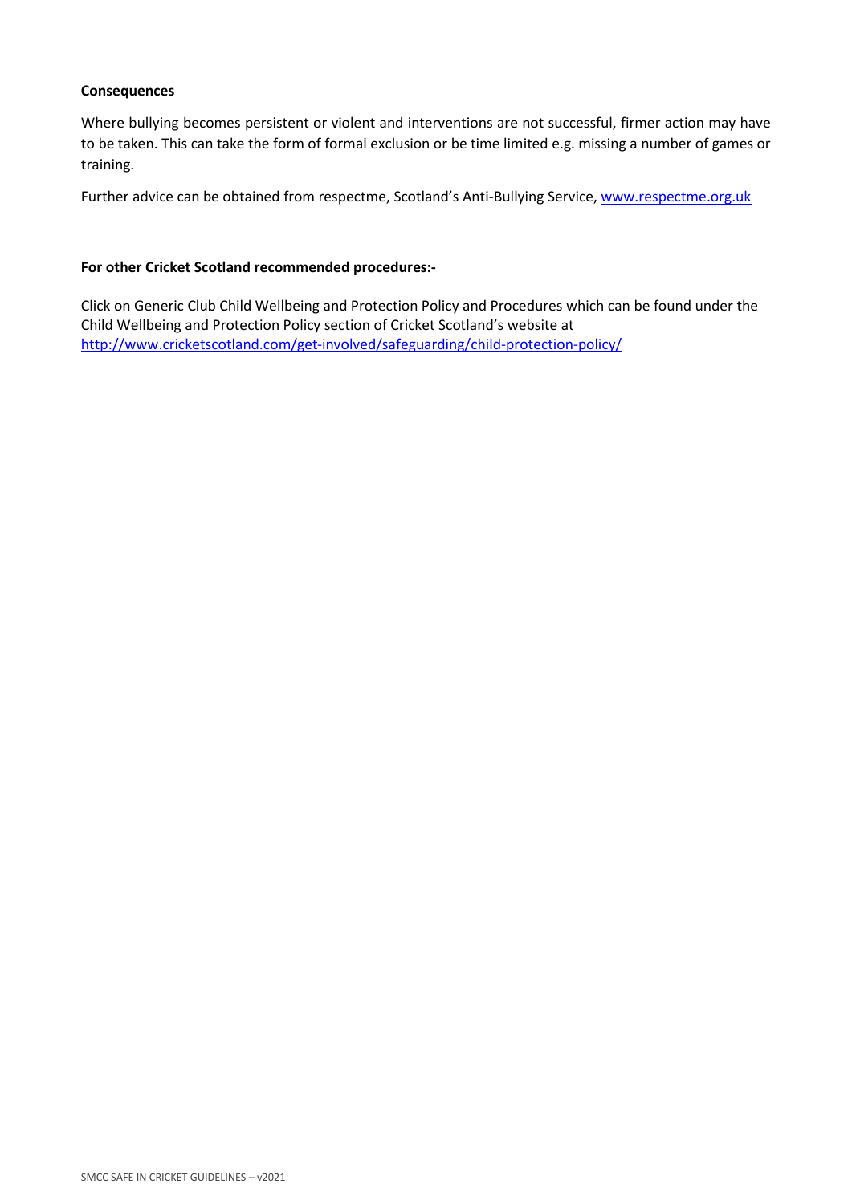**Consequences**

Where bullying becomes persistent or violent and interventions are not successful, firmer action may have to be taken. This can take the form of formal exclusion or be time limited e.g. missing a number of games or training.

Further advice can be obtained from respectme, Scotland's Anti-Bullying Service, [www.respectme.org.uk](http://www.respectme.org.uk)

**For other Cricket Scotland recommended procedures:-**

Click on Generic Club Child Wellbeing and Protection Policy and Procedures which can be found under the Child Wellbeing and Protection Policy section of Cricket Scotland's website at [http://www.cricketscotland.com/get-involved/safeguarding/child-protection-policy/](http://www.cricketscotland.com/get-involved/safeguarding/child-protection-policy/)